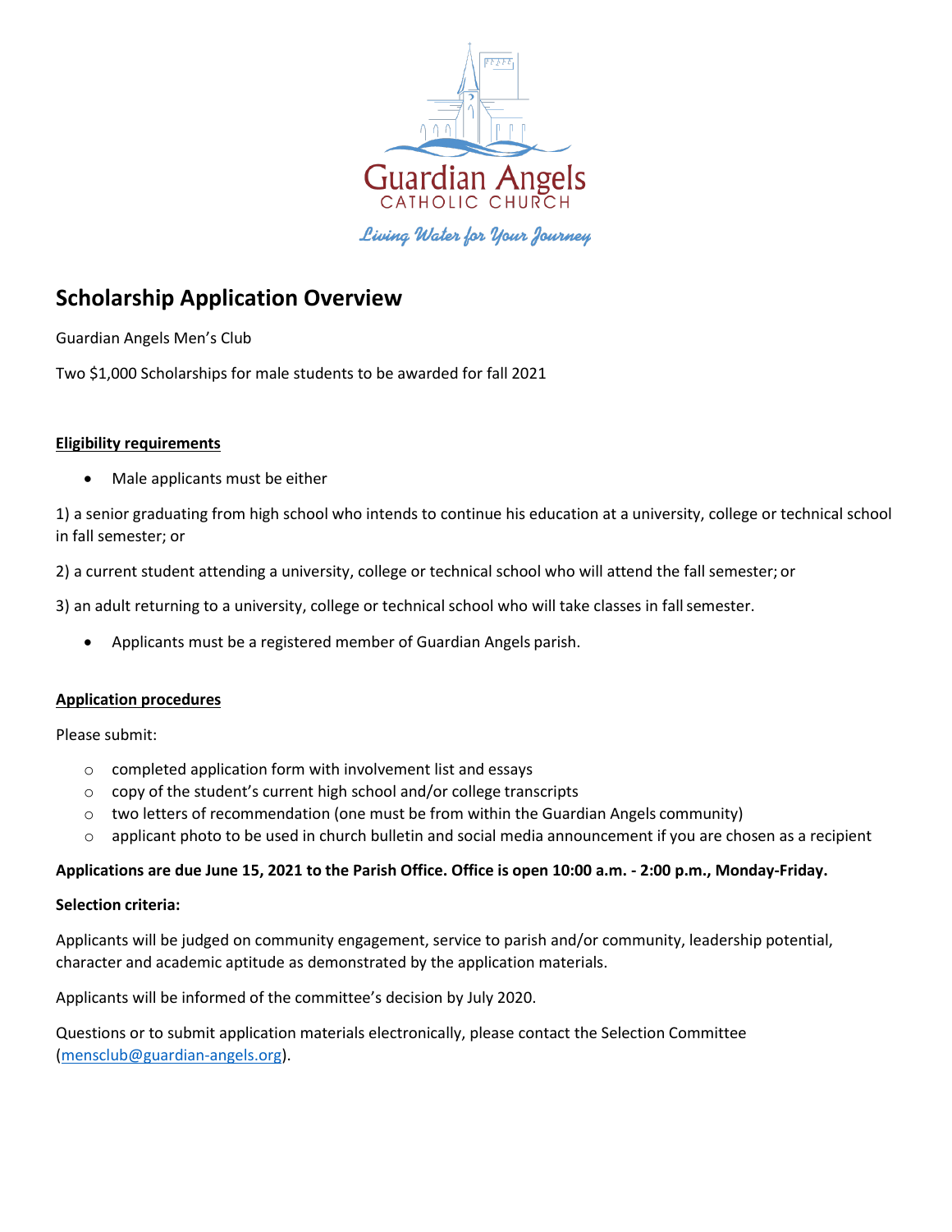Guardian Angels
CATHOLIC CHURCH

*Living Water for Your Journey*

## Scholarship Application Overview

Guardian Angels Men's Club

Two $1,000 Scholarships for male students to be awarded for fall 2021

**Eligibility requirements**

- Male applicants must be either

1) a senior graduating from high school who intends to continue his education at a university, college or technical school in fall semester; or

2) a current student attending a university, college or technical school who will attend the fall semester; or

3) an adult returning to a university, college or technical school who will take classes in fall semester.

- Applicants must be a registered member of Guardian Angels parish.

**Application procedures**

Please submit:

- completed application form with involvement list and essays
- copy of the student's current high school and/or college transcripts
- two letters of recommendation (one must be from within the Guardian Angels community)
- applicant photo to be used in church bulletin and social media announcement if you are chosen as a recipient

**Applications are due June 15, 2021 to the Parish Office. Office is open 10:00 a.m. - 2:00 p.m., Monday-Friday.**

**Selection criteria:**

Applicants will be judged on community engagement, service to parish and/or community, leadership potential, character and academic aptitude as demonstrated by the application materials.

Applicants will be informed of the committee's decision by July 2020.

Questions or to submit application materials electronically, please contact the Selection Committee (mensclub@guardian-angels.org).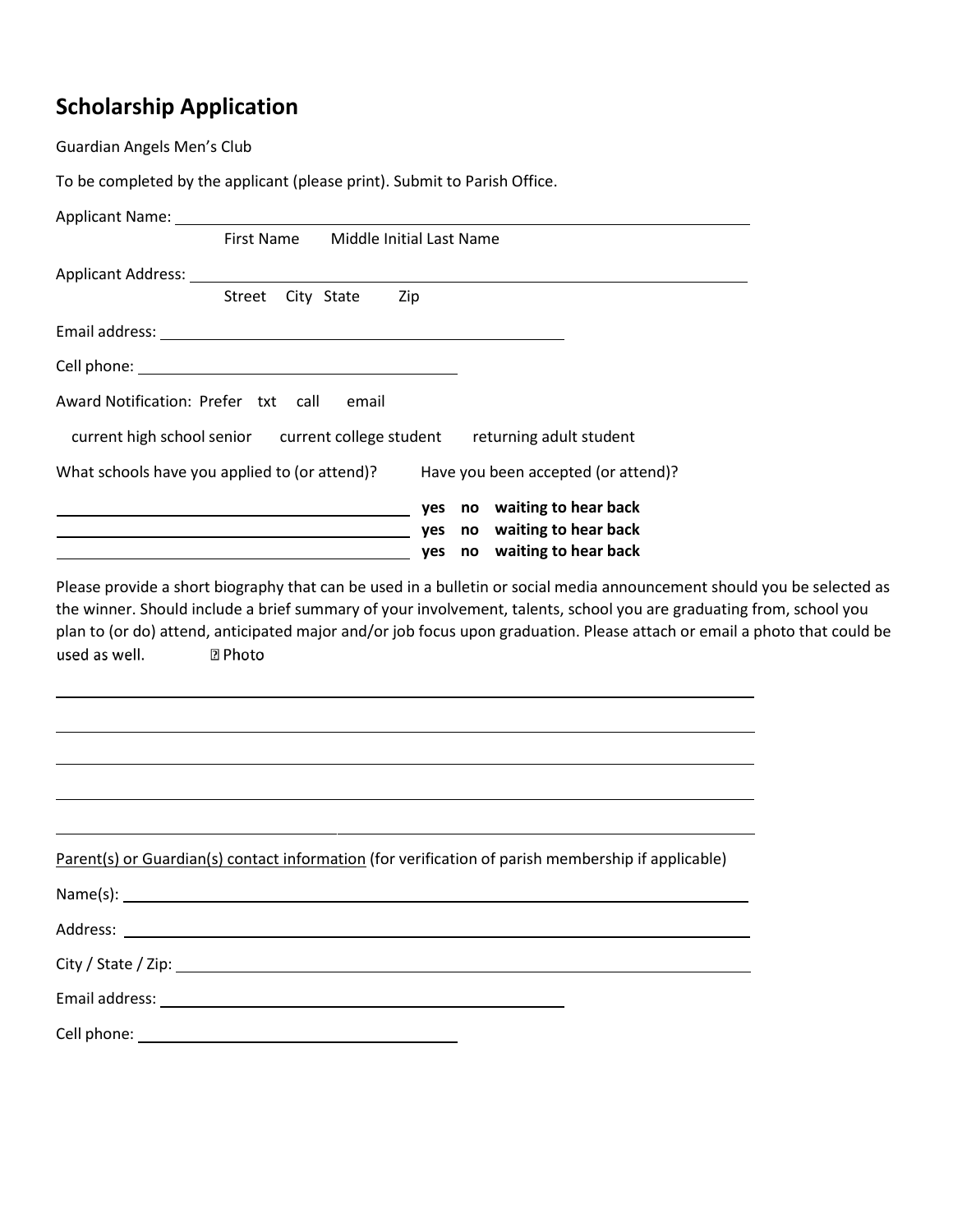## Scholarship Application

Guardian Angels Men's Club

To be completed by the applicant (please print). Submit to Parish Office.

Applicant Name: ____________________________________________

First Name Middle Initial Last Name

Applicant Address: ____________________________________________

Street City State Zip

Email address: ______________________________

Cell phone: ________________________

Award Notification: Prefer txt call email

current high school senior current college student returning adult student

What schools have you applied to (or attend)? Have you been accepted (or attend)?

______________________________ **yes no waiting to hear back**
______________________________ **yes no waiting to hear back**
______________________________ **yes no waiting to hear back**

Please provide a short biography that can be used in a bulletin or social media announcement should you be selected as the winner. Should include a brief summary of your involvement, talents, school you are graduating from, school you plan to (or do) attend, anticipated major and/or job focus upon graduation. Please attach or email a photo that could be used as well. ☐ Photo

____________________________________________________________

____________________________________________________________

____________________________________________________________

____________________________________________________________

____________________________________________________________

Parent(s) or Guardian(s) contact information (for verification of parish membership if applicable)

Name(s): ____________________________________________

Address: ____________________________________________

City / State / Zip: ____________________________________________

Email address: ______________________________

Cell phone: ________________________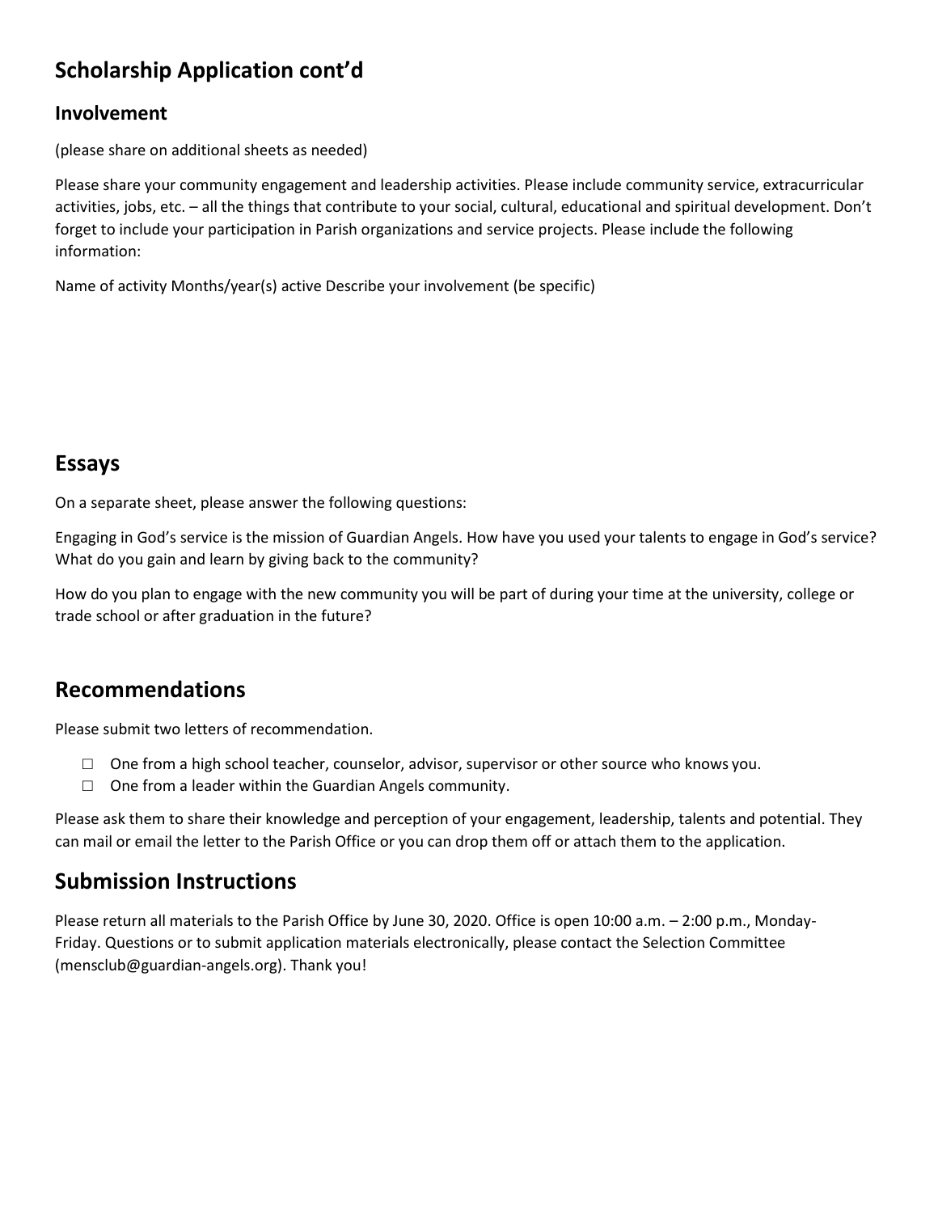# Scholarship Application cont'd

### Involvement

(please share on additional sheets as needed)

Please share your community engagement and leadership activities. Please include community service, extracurricular activities, jobs, etc. – all the things that contribute to your social, cultural, educational and spiritual development. Don't forget to include your participation in Parish organizations and service projects. Please include the following information:

Name of activity Months/year(s) active Describe your involvement (be specific)

## Essays

On a separate sheet, please answer the following questions:

Engaging in God's service is the mission of Guardian Angels. How have you used your talents to engage in God's service? What do you gain and learn by giving back to the community?

How do you plan to engage with the new community you will be part of during your time at the university, college or trade school or after graduation in the future?

## Recommendations

Please submit two letters of recommendation.

- ☐ One from a high school teacher, counselor, advisor, supervisor or other source who knows you.
- ☐ One from a leader within the Guardian Angels community.

Please ask them to share their knowledge and perception of your engagement, leadership, talents and potential. They can mail or email the letter to the Parish Office or you can drop them off or attach them to the application.

## Submission Instructions

Please return all materials to the Parish Office by June 30, 2020. Office is open 10:00 a.m. – 2:00 p.m., Monday-Friday. Questions or to submit application materials electronically, please contact the Selection Committee (mensclub@guardian-angels.org). Thank you!